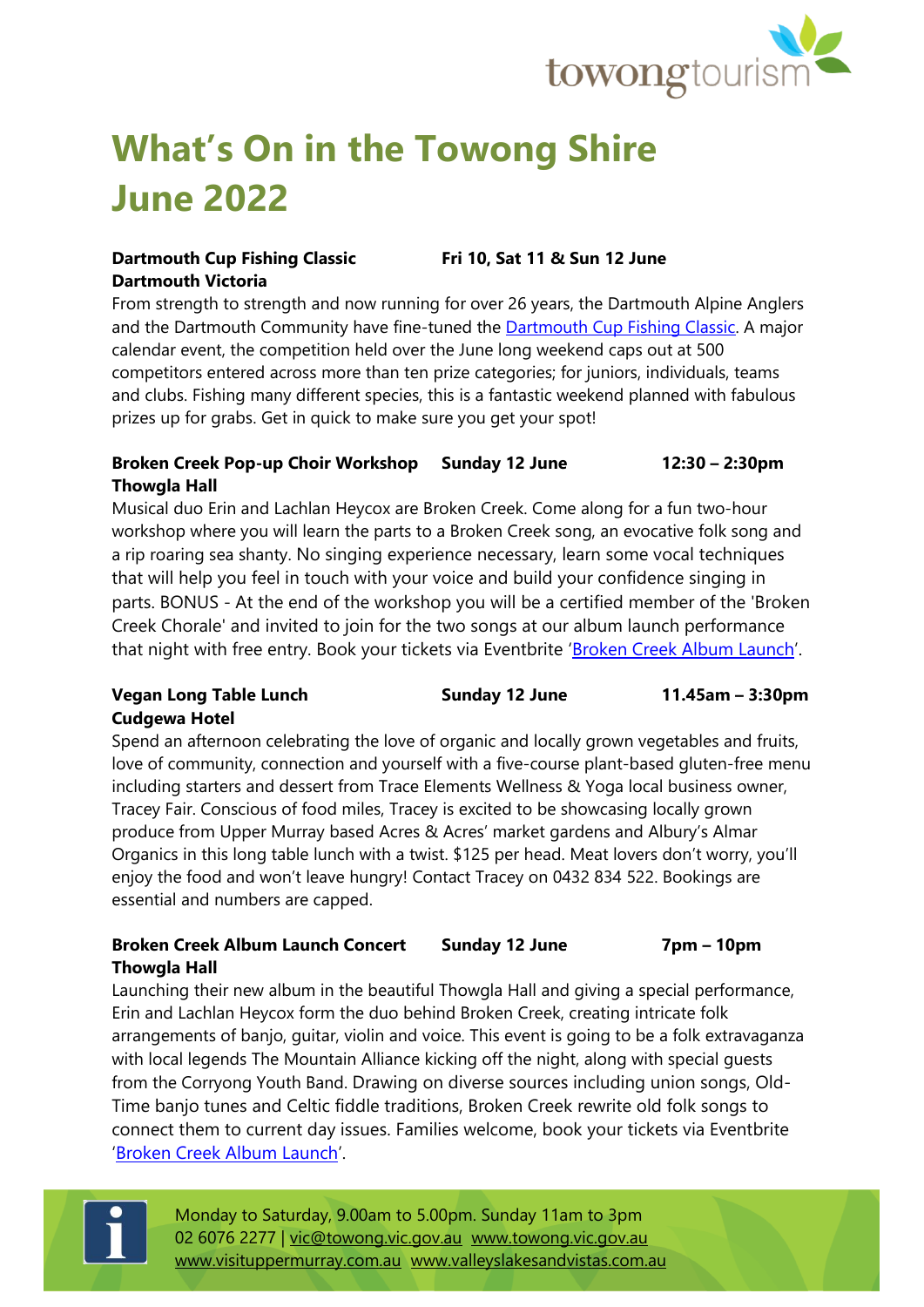# What's On in the Towong Shire June 2022

**Dartmouth Cup Fishing Classic** **Fri 10, Sat 11 & Sun 12 June**
**Dartmouth Victoria**

From strength to strength and now running for over 26 years, the Dartmouth Alpine Anglers and the Dartmouth Community have fine-tuned the Dartmouth Cup Fishing Classic. A major calendar event, the competition held over the June long weekend caps out at 500 competitors entered across more than ten prize categories; for juniors, individuals, teams and clubs. Fishing many different species, this is a fantastic weekend planned with fabulous prizes up for grabs. Get in quick to make sure you get your spot!

**Broken Creek Pop-up Choir Workshop** **Sunday 12 June** **12:30 – 2:30pm**
**Thowgla Hall**

Musical duo Erin and Lachlan Heycox are Broken Creek. Come along for a fun two-hour workshop where you will learn the parts to a Broken Creek song, an evocative folk song and a rip roaring sea shanty. No singing experience necessary, learn some vocal techniques that will help you feel in touch with your voice and build your confidence singing in parts. BONUS - At the end of the workshop you will be a certified member of the 'Broken Creek Chorale' and invited to join for the two songs at our album launch performance that night with free entry. Book your tickets via Eventbrite 'Broken Creek Album Launch'.

**Vegan Long Table Lunch** **Sunday 12 June** **11.45am – 3:30pm**
**Cudgewa Hotel**

Spend an afternoon celebrating the love of organic and locally grown vegetables and fruits, love of community, connection and yourself with a five-course plant-based gluten-free menu including starters and dessert from Trace Elements Wellness & Yoga local business owner, Tracey Fair. Conscious of food miles, Tracey is excited to be showcasing locally grown produce from Upper Murray based Acres & Acres' market gardens and Albury's Almar Organics in this long table lunch with a twist. $125 per head. Meat lovers don't worry, you'll enjoy the food and won't leave hungry! Contact Tracey on 0432 834 522. Bookings are essential and numbers are capped.

**Broken Creek Album Launch Concert** **Sunday 12 June** **7pm – 10pm**
**Thowgla Hall**

Launching their new album in the beautiful Thowgla Hall and giving a special performance, Erin and Lachlan Heycox form the duo behind Broken Creek, creating intricate folk arrangements of banjo, guitar, violin and voice. This event is going to be a folk extravaganza with local legends The Mountain Alliance kicking off the night, along with special guests from the Corryong Youth Band. Drawing on diverse sources including union songs, Old-Time banjo tunes and Celtic fiddle traditions, Broken Creek rewrite old folk songs to connect them to current day issues. Families welcome, book your tickets via Eventbrite 'Broken Creek Album Launch'.

Monday to Saturday, 9.00am to 5.00pm. Sunday 11am to 3pm
02 6076 2277 | vic@towong.vic.gov.au www.towong.vic.gov.au
www.visituppermurray.com.au www.valleyslakesandvistas.com.au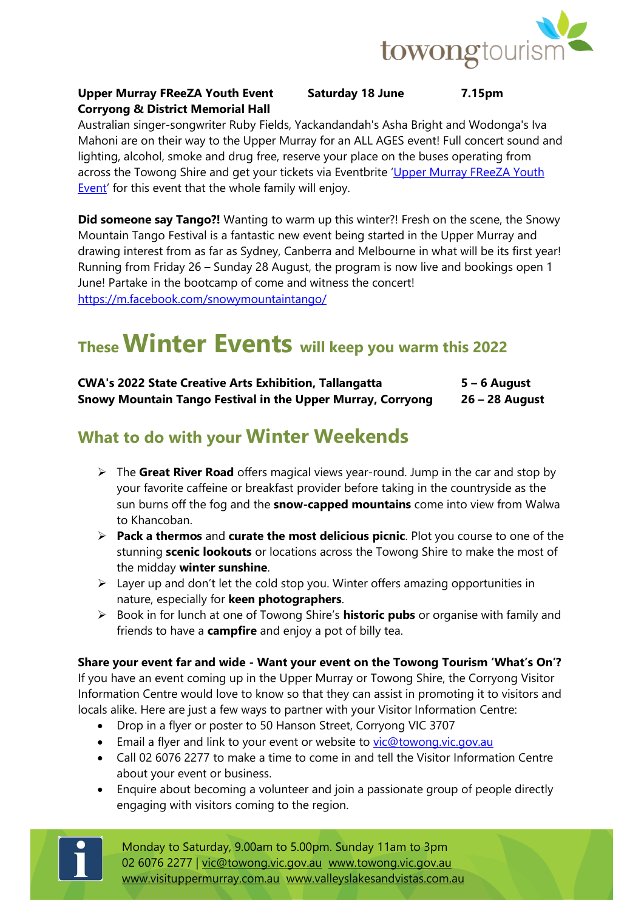**Upper Murray FReeZA Youth Event** **Saturday 18 June** **7.15pm**
**Corryong & District Memorial Hall**

Australian singer-songwriter Ruby Fields, Yackandandah's Asha Bright and Wodonga's Iva Mahoni are on their way to the Upper Murray for an ALL AGES event! Full concert sound and lighting, alcohol, smoke and drug free, reserve your place on the buses operating from across the Towong Shire and get your tickets via Eventbrite '[Upper Murray FReeZA Youth Event]()' for this event that the whole family will enjoy.

**Did someone say Tango?!** Wanting to warm up this winter?! Fresh on the scene, the Snowy Mountain Tango Festival is a fantastic new event being started in the Upper Murray and drawing interest from as far as Sydney, Canberra and Melbourne in what will be its first year! Running from Friday 26 – Sunday 28 August, the program is now live and bookings open 1 June! Partake in the bootcamp of come and witness the concert!
https://m.facebook.com/snowymountaintango/

## These Winter Events will keep you warm this 2022

| | |
|---|---|
| **CWA's 2022 State Creative Arts Exhibition, Tallangatta** | **5 – 6 August** |
| **Snowy Mountain Tango Festival in the Upper Murray, Corryong** | **26 – 28 August** |

## What to do with your Winter Weekends

- The **Great River Road** offers magical views year-round. Jump in the car and stop by your favorite caffeine or breakfast provider before taking in the countryside as the sun burns off the fog and the **snow-capped mountains** come into view from Walwa to Khancoban.
- **Pack a thermos** and **curate the most delicious picnic**. Plot you course to one of the stunning **scenic lookouts** or locations across the Towong Shire to make the most of the midday **winter sunshine**.
- Layer up and don't let the cold stop you. Winter offers amazing opportunities in nature, especially for **keen photographers**.
- Book in for lunch at one of Towong Shire's **historic pubs** or organise with family and friends to have a **campfire** and enjoy a pot of billy tea.

**Share your event far and wide - Want your event on the Towong Tourism 'What's On'?**
If you have an event coming up in the Upper Murray or Towong Shire, the Corryong Visitor Information Centre would love to know so that they can assist in promoting it to visitors and locals alike. Here are just a few ways to partner with your Visitor Information Centre:

- Drop in a flyer or poster to 50 Hanson Street, Corryong VIC 3707
- Email a flyer and link to your event or website to vic@towong.vic.gov.au
- Call 02 6076 2277 to make a time to come in and tell the Visitor Information Centre about your event or business.
- Enquire about becoming a volunteer and join a passionate group of people directly engaging with visitors coming to the region.

Monday to Saturday, 9.00am to 5.00pm. Sunday 11am to 3pm
02 6076 2277 | vic@towong.vic.gov.au www.towong.vic.gov.au
www.visituppermurray.com.au www.valleyslakesandvistas.com.au